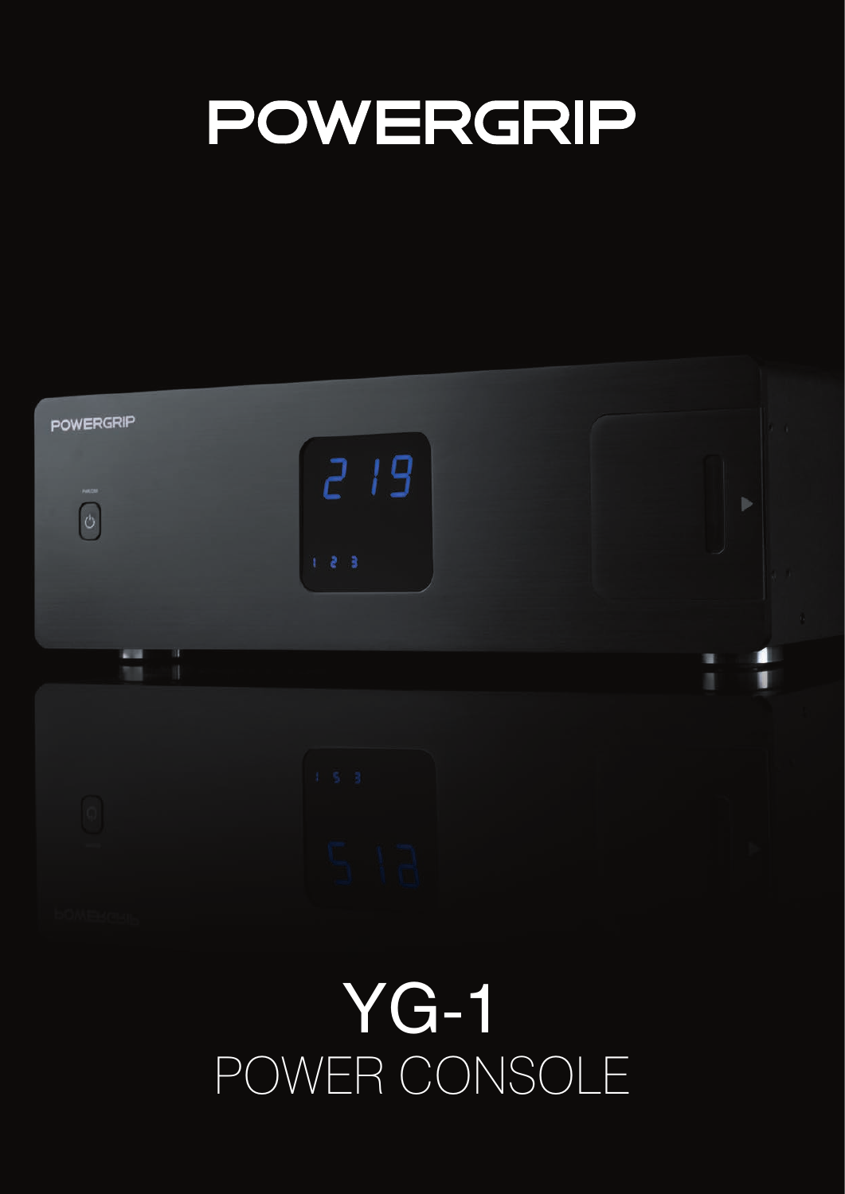# POWERGRIP

# YG-1

## POWER CONSOLE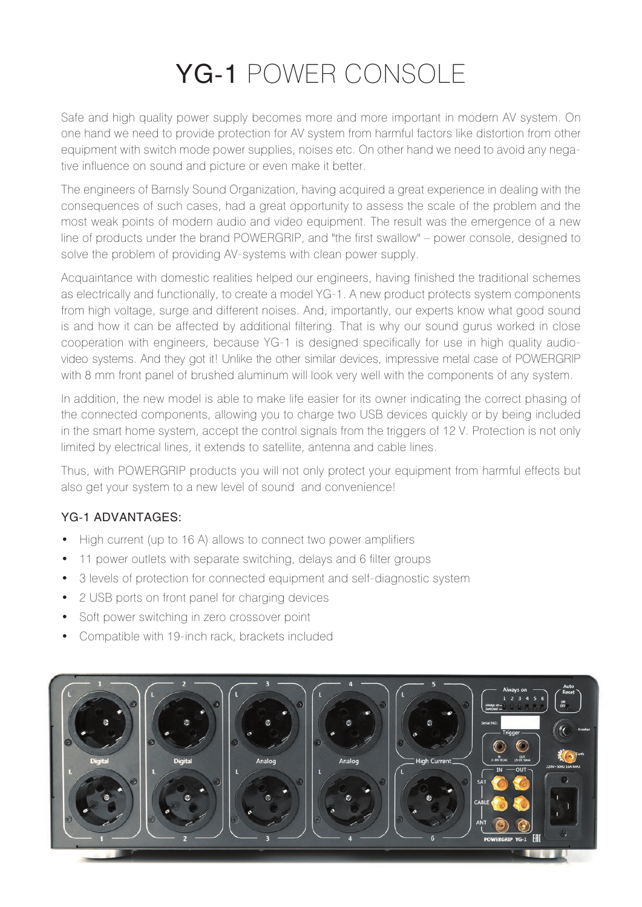# YG-1 POWER CONSOLE

Safe and high quality power supply becomes more and more important in modern AV system. On one hand we need to provide protection for AV system from harmful factors like distortion from other equipment with switch mode power supplies, noises etc. On other hand we need to avoid any negative influence on sound and picture or even make it better.

The engineers of Barnsly Sound Organization, having acquired a great experience in dealing with the consequences of such cases, had a great opportunity to assess the scale of the problem and the most weak points of modern audio and video equipment. The result was the emergence of a new line of products under the brand POWERGRIP, and "the first swallow" – power console, designed to solve the problem of providing AV-systems with clean power supply.

Acquaintance with domestic realities helped our engineers, having finished the traditional schemes as electrically and functionally, to create a model YG-1. A new product protects system components from high voltage, surge and different noises. And, importantly, our experts know what good sound is and how it can be affected by additional filtering. That is why our sound gurus worked in close cooperation with engineers, because YG-1 is designed specifically for use in high quality audio-video systems. And they got it! Unlike the other similar devices, impressive metal case of POWERGRIP with 8 mm front panel of brushed aluminum will look very well with the components of any system.

In addition, the new model is able to make life easier for its owner indicating the correct phasing of the connected components, allowing you to charge two USB devices quickly or by being included in the smart home system, accept the control signals from the triggers of 12 V. Protection is not only limited by electrical lines, it extends to satellite, antenna and cable lines.

Thus, with POWERGRIP products you will not only protect your equipment from harmful effects but also get your system to a new level of sound and convenience!

### YG-1 ADVANTAGES:

- High current (up to 16 A) allows to connect two power amplifiers
- 11 power outlets with separate switching, delays and 6 filter groups
- 3 levels of protection for connected equipment and self-diagnostic system
- 2 USB ports on front panel for charging devices
- Soft power switching in zero crossover point
- Compatible with 19-inch rack, brackets included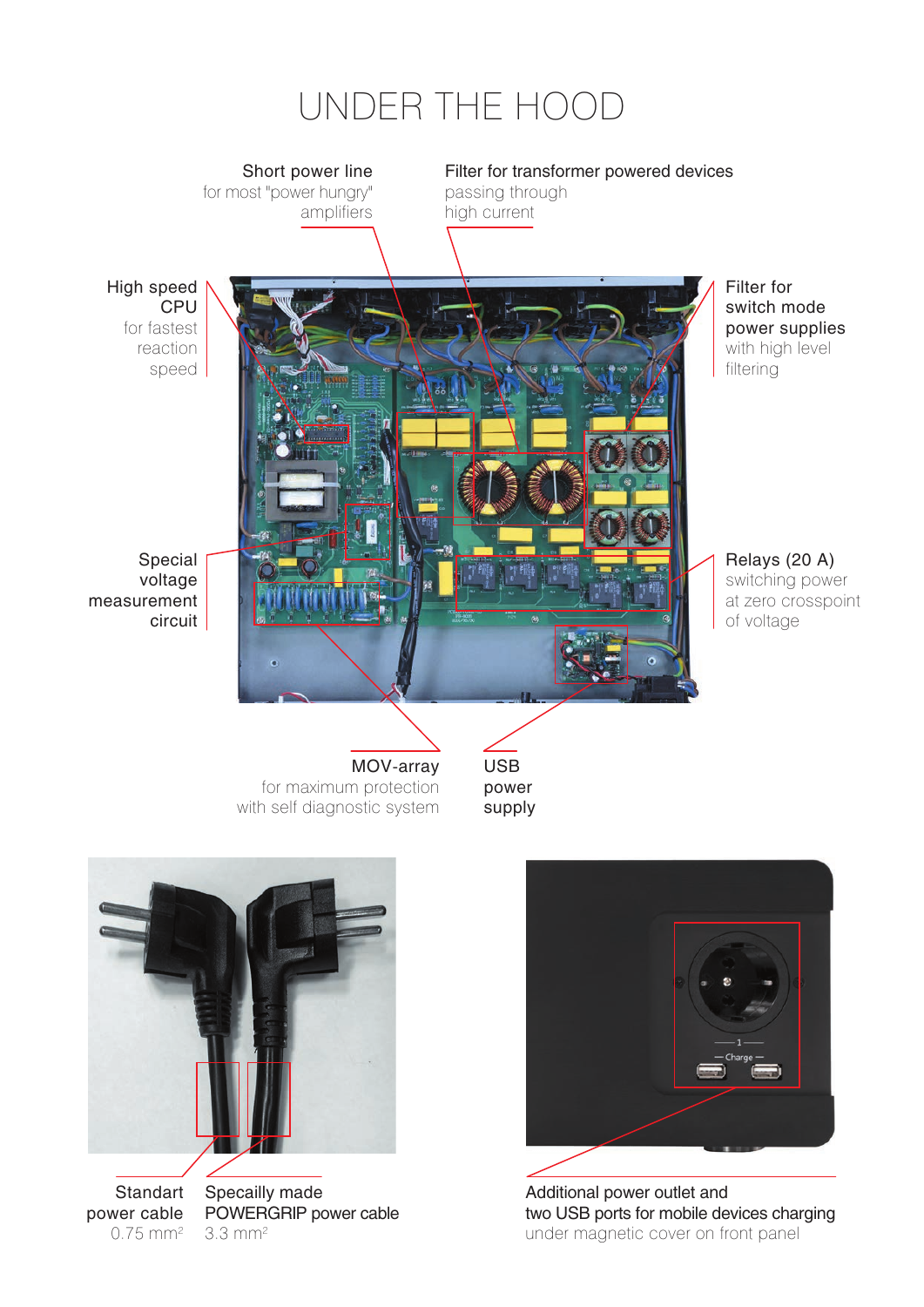# UNDER THE HOOD

**Short power line**
for most "power hungry" amplifiers

**Filter for transformer powered devices**
passing through high current

**High speed CPU**
for fastest reaction speed

**Filter for switch mode power supplies**
with high level filtering

**Special voltage measurement circuit**

**Relays (20 A)**
switching power at zero crosspoint of voltage

**MOV-array**
for maximum protection with self diagnostic system

**USB power supply**

**Standart power cable**
0.75 mm²

**Specailly made POWERGRIP power cable**
3.3 mm²

**Additional power outlet and two USB ports for mobile devices charging**
under magnetic cover on front panel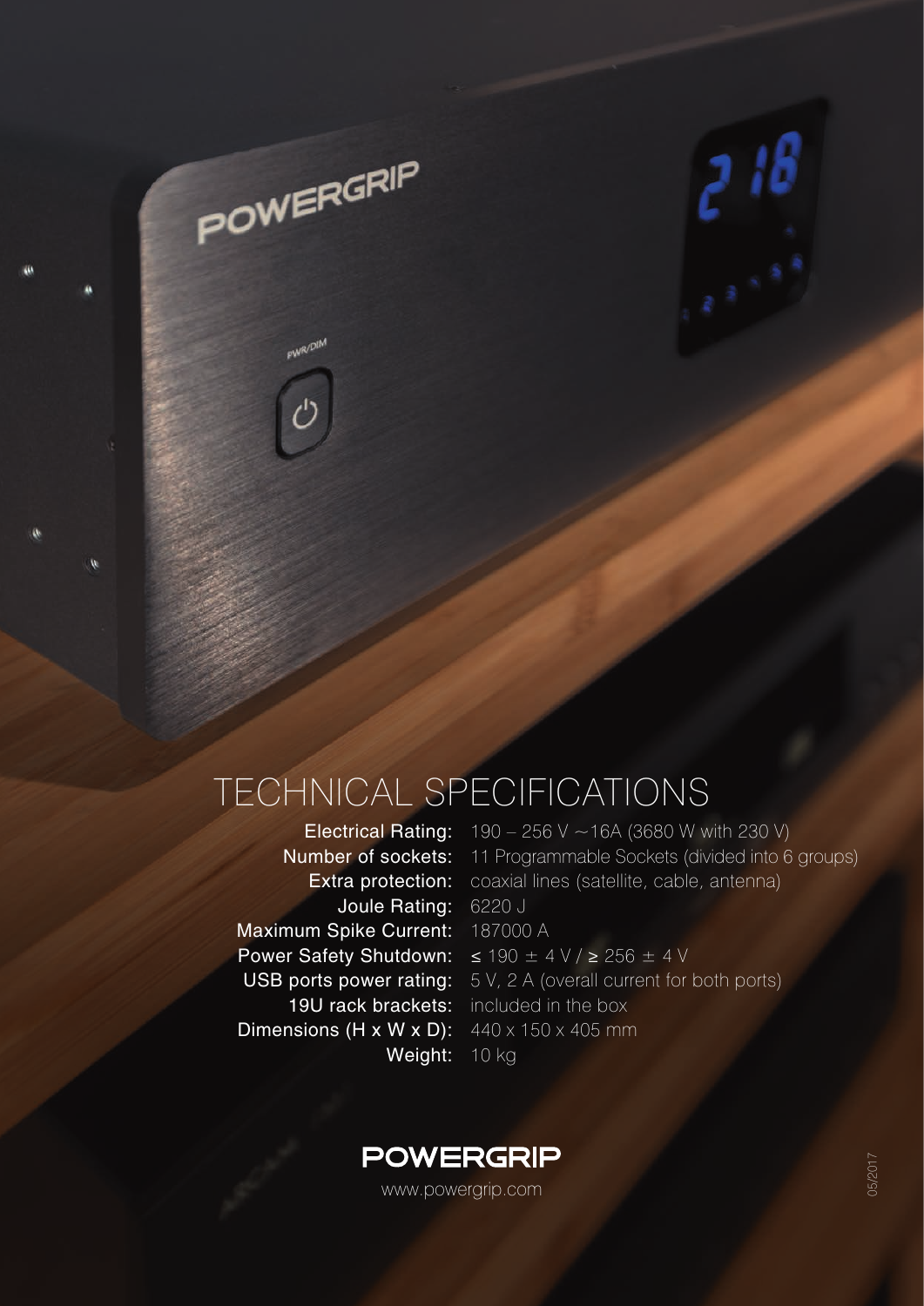# TECHNICAL SPECIFICATIONS

| | |
|---|---|
| Electrical Rating: | 190 – 256 V ~16A (3680 W with 230 V) |
| Number of sockets: | 11 Programmable Sockets (divided into 6 groups) |
| Extra protection: | coaxial lines (satellite, cable, antenna) |
| Joule Rating: | 6220 J |
| Maximum Spike Current: | 187000 A |
| Power Safety Shutdown: | ≤ 190 ± 4 V / ≥ 256 ± 4 V |
| USB ports power rating: | 5 V, 2 A (overall current for both ports) |
| 19U rack brackets: | included in the box |
| Dimensions (H x W x D): | 440 x 150 x 405 mm |
| Weight: | 10 kg |

**POWERGRIP**

www.powergrip.com

05/2017